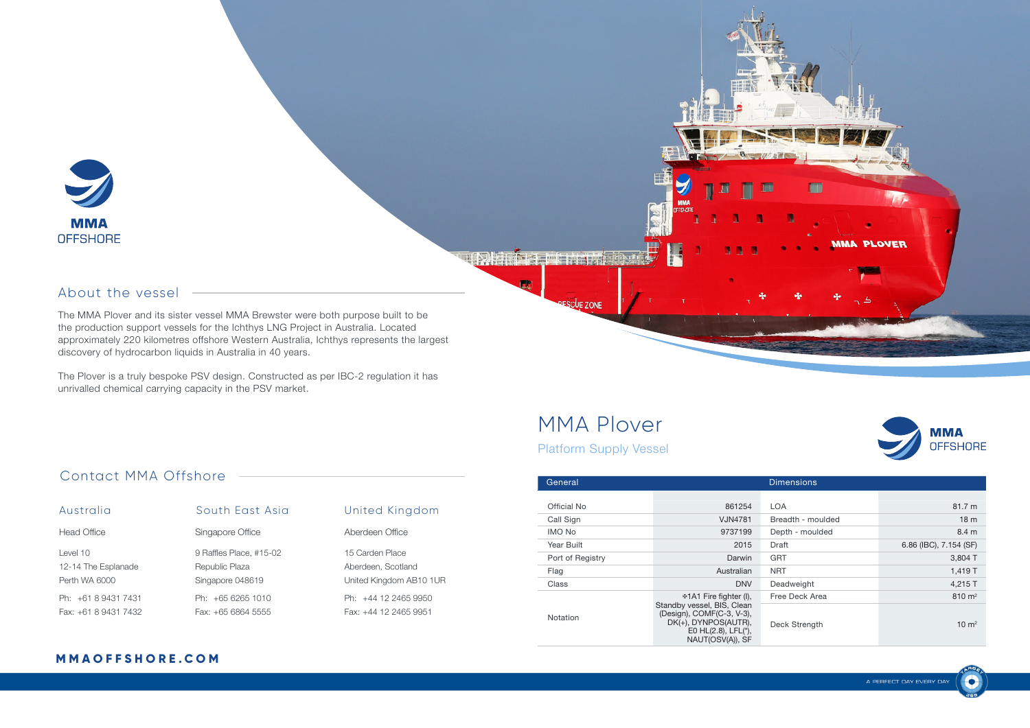MMA OFFSHORE

## About the vessel

The MMA Plover and its sister vessel MMA Brewster were both purpose built to be the production support vessels for the Ichthys LNG Project in Australia. Located approximately 220 kilometres offshore Western Australia, Ichthys represents the largest discovery of hydrocarbon liquids in Australia in 40 years.

The Plover is a truly bespoke PSV design. Constructed as per IBC-2 regulation it has unrivalled chemical carrying capacity in the PSV market.

## Contact MMA Offshore

### Australia

Head Office

Level 10
12-14 The Esplanade
Perth WA 6000

Ph: +61 8 9431 7431
Fax: +61 8 9431 7432

### South East Asia

Singapore Office

9 Raffles Place, #15-02
Republic Plaza
Singapore 048619

Ph: +65 6265 1010
Fax: +65 6864 5555

### United Kingdom

Aberdeen Office

15 Carden Place
Aberdeen, Scotland
United Kingdom AB10 1UR

Ph: +44 12 2465 9950
Fax: +44 12 2465 9951

**MMAOFFSHORE.COM**

# MMA Plover

## Platform Supply Vessel

MMA OFFSHORE

| General | | Dimensions | |
|---|---|---|---|
| Official No | 861254 | LOA | 81.7 m |
| Call Sign | VJN4781 | Breadth - moulded | 18 m |
| IMO No | 9737199 | Depth - moulded | 8.4 m |
| Year Built | 2015 | Draft | 6.86 (IBC), 7.154 (SF) |
| Port of Registry | Darwin | GRT | 3,804 T |
| Flag | Australian | NRT | 1,419 T |
| Class | DNV | Deadweight | 4,215 T |
| Notation | ✠1A1 Fire fighter (I), Standby vessel, BIS, Clean (Design), COMF(C-3, V-3), DK(+), DYNPOS(AUTR), E0 HL(2.8), LFL(*), NAUT(OSV(A)), SF | Free Deck Area | 810 m² |
| | | Deck Strength | 10 m² |

A PERFECT DAY EVERY DAY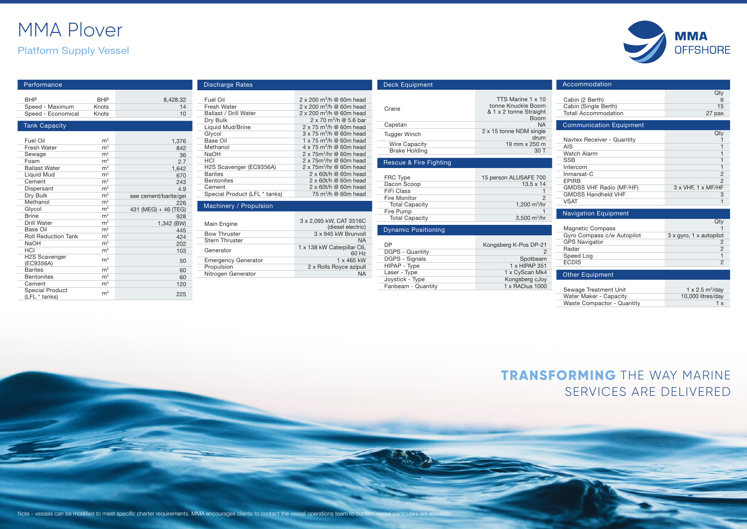# MMA Plover

## Platform Supply Vessel

MMA OFFSHORE

### Performance

| | | |
|---|---|---|
| BHP | BHP | 8,428.32 |
| Speed - Maximum | Knots | 14 |
| Speed - Economical | Knots | 10 |

### Tank Capacity

| | | |
|---|---|---|
| Fuel Oil | $m^3$ | 1,376 |
| Fresh Water | $m^3$ | 842 |
| Sewage | $m^3$ | 36 |
| Foam | $m^3$ | 2.7 |
| Ballast Water | $m^3$ | 1,642 |
| Liquid Mud | $m^3$ | 670 |
| Cement | $m^3$ | 243 |
| Dispersant | $m^3$ | 4.9 |
| Dry Bulk | $m^3$ | see cement/barite/gel |
| Methanol | $m^3$ | 226 |
| Glycol | $m^3$ | 431 (MEG) + 46 (TEG) |
| Brine | $m^3$ | 928 |
| Drill Water | $m^3$ | 1,342 (BW) |
| Base Oil | $m^3$ | 445 |
| Roll Reduction Tank | $m^3$ | 424 |
| NaOH | $m^3$ | 202 |
| HCl | $m^3$ | 103 |
| H2S Scavenger (EC9356A) | $m^3$ | 50 |
| Barites | $m^3$ | 60 |
| Bentonites | $m^3$ | 60 |
| Cement | $m^3$ | 120 |
| Special Product (LFL * tanks) | $m^3$ | 225 |

### Discharge Rates

| | |
|---|---|
| Fuel Oil | 2 x 200 $m^3$/h @ 60m head |
| Fresh Water | 2 x 200 $m^3$/h @ 60m head |
| Ballast / Drill Water | 2 x 200 $m^3$/h @ 60m head |
| Dry Bulk | 2 x 70 $m^3$/h @ 5.6 bar |
| Liquid Mud/Brine | 2 x 75 $m^3$/h @ 60m head |
| Glycol | 3 x 75 $m^3$/h @ 60m head |
| Base Oil | 1 x 75 $m^3$/h @ 60m head |
| Methanol | 4 x 75 $m^3$/h @ 60m head |
| NaOH | 2 x 75$m^3$/hr @ 60m head |
| HCl | 2 x 75$m^3$/hr @ 60m head |
| H2S Scavenger (EC9356A) | 2 x 75$m^3$/hr @ 60m head |
| Barites | 2 x 60t/h @ 60m head |
| Bentonites | 2 x 60t/h @ 60m head |
| Cement | 2 x 60t/h @ 60m head |
| Special Product (LFL * tanks) | 75 $m^3$/h @ 60m head |

### Machinery / Propulsion

| | |
|---|---|
| Main Engine | 3 x 2,095 kW, CAT 3516C (diesel electric) |
| Bow Thruster | 3 x 945 kW Brunvoll |
| Stern Thruster | NA |
| Generator | 1 x 138 kW Caterpillar C6, 60 Hz |
| Emergency Generator | 1 x 465 kW |
| Propulsion | 2 x Rolls Royce azipull |
| Nitrogen Generator | NA |

### Deck Equipment

| | |
|---|---|
| Crane | TTS Marine 1 x 10 tonne Knuckle Boom & 1 x 2 tonne Straight Boom |
| Capstan | NA |
| Tugger Winch | 2 x 15 tonne NDM single drum |
| Wire Capacity | 19 mm x 250 m |
| Brake Holding | 30 T |

### Rescue & Fire Fighting

| | |
|---|---|
| FRC Type | 15 person ALUSAFE 700 |
| Dacon Scoop | 13.5 x 14 |
| FiFi Class | 1 |
| Fire Monitor | 2 |
| Total Capacity | 1,200 $m^3$/hr |
| Fire Pump | 1 |
| Total Capacity | 3,500 $m^3$/hr |

### Dynamic Positioning

| | |
|---|---|
| DP | Kongsberg K-Pos DP-21 |
| DGPS - Quantity | 2 |
| DGPS - Signals | Spotbeam |
| HIPAP - Type | 1 x HIPAP 351 |
| Laser - Type | 1 x CyScan Mk4 |
| Joystick - Type | Kongsberg cJoy |
| Fanbeam - Quantity | 1 x RADius 1000 |

### Accommodation

| | Qty |
|---|---|
| Cabin (2 Berth) | 6 |
| Cabin (Single Berth) | 15 |
| Totall Accommodation | 27 pax |

### Communication Equipment

| | Qty |
|---|---|
| Navtex Receiver - Quantity | 1 |
| AIS | 1 |
| Watch Alarm | 1 |
| SSB | 1 |
| Intercom | 1 |
| Inmarsat-C | 2 |
| EPIRB | 2 |
| GMDSS VHF Radio (MF/HF) | 3 x VHF, 1 x MF/HF |
| GMDSS Handheld VHF | 3 |
| VSAT | 1 |

### Navigation Equipment

| | Qty |
|---|---|
| Magnetic Compass | 1 |
| Gyro Compass c/w Autopilot | 3 x gyro, 1 x autopilot |
| GPS Navigator | 2 |
| Radar | 2 |
| Speed Log | 1 |
| ECDIS | 2 |

### Other Equipment

| | |
|---|---|
| Sewage Treatment Unit | 1 x 2.5 $m^3$/day |
| Water Maker - Capacity | 10,000 litres/day |
| Waste Compactor - Quantity | 1 x |

**TRANSFORMING** THE WAY MARINE SERVICES ARE DELIVERED

Note - vessels can be modified to meet specific charter requirements. MMA encourages clients to contact the vessel operations team to confirm vessel particulars are accurate.